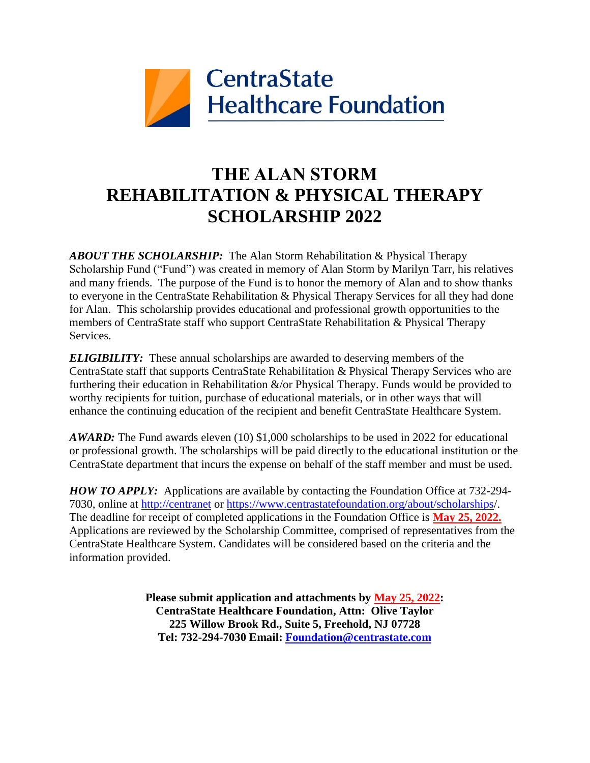CentraState
Healthcare Foundation

# THE ALAN STORM REHABILITATION & PHYSICAL THERAPY SCHOLARSHIP 2022

***ABOUT THE SCHOLARSHIP:*** The Alan Storm Rehabilitation & Physical Therapy Scholarship Fund ("Fund") was created in memory of Alan Storm by Marilyn Tarr, his relatives and many friends. The purpose of the Fund is to honor the memory of Alan and to show thanks to everyone in the CentraState Rehabilitation & Physical Therapy Services for all they had done for Alan. This scholarship provides educational and professional growth opportunities to the members of CentraState staff who support CentraState Rehabilitation & Physical Therapy Services.

***ELIGIBILITY:*** These annual scholarships are awarded to deserving members of the CentraState staff that supports CentraState Rehabilitation & Physical Therapy Services who are furthering their education in Rehabilitation &/or Physical Therapy. Funds would be provided to worthy recipients for tuition, purchase of educational materials, or in other ways that will enhance the continuing education of the recipient and benefit CentraState Healthcare System.

***AWARD:*** The Fund awards eleven (10) $1,000 scholarships to be used in 2022 for educational or professional growth. The scholarships will be paid directly to the educational institution or the CentraState department that incurs the expense on behalf of the staff member and must be used.

***HOW TO APPLY:*** Applications are available by contacting the Foundation Office at 732-294-7030, online at http://centranet or https://www.centrastatefoundation.org/about/scholarships/. The deadline for receipt of completed applications in the Foundation Office is **May 25, 2022.** Applications are reviewed by the Scholarship Committee, comprised of representatives from the CentraState Healthcare System. Candidates will be considered based on the criteria and the information provided.

**Please submit application and attachments by May 25, 2022:**
**CentraState Healthcare Foundation, Attn: Olive Taylor**
**225 Willow Brook Rd., Suite 5, Freehold, NJ 07728**
**Tel: 732-294-7030 Email: Foundation@centrastate.com**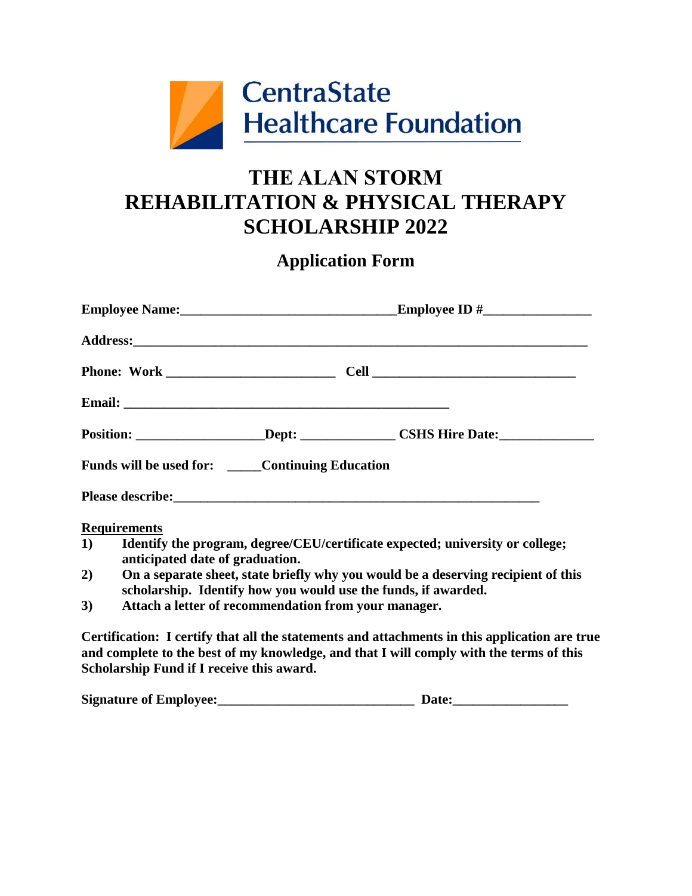CentraState Healthcare Foundation

# THE ALAN STORM REHABILITATION & PHYSICAL THERAPY SCHOLARSHIP 2022

## Application Form

**Employee Name:**_______________________________**Employee ID #**_______________

**Address:**__________________________________________________________________

**Phone: Work** ________________________ **Cell** ___________________________

**Email:** _______________________________________________

**Position:** __________________**Dept:** _____________ **CSHS Hire Date:**_____________

**Funds will be used for:** _____**Continuing Education**

**Please describe:**______________________________________________________

**<u>Requirements</u>**

1) **Identify the program, degree/CEU/certificate expected; university or college; anticipated date of graduation.**
2) **On a separate sheet, state briefly why you would be a deserving recipient of this scholarship. Identify how you would use the funds, if awarded.**
3) **Attach a letter of recommendation from your manager.**

**Certification: I certify that all the statements and attachments in this application are true and complete to the best of my knowledge, and that I will comply with the terms of this Scholarship Fund if I receive this award.**

**Signature of Employee:**____________________________ **Date:**________________